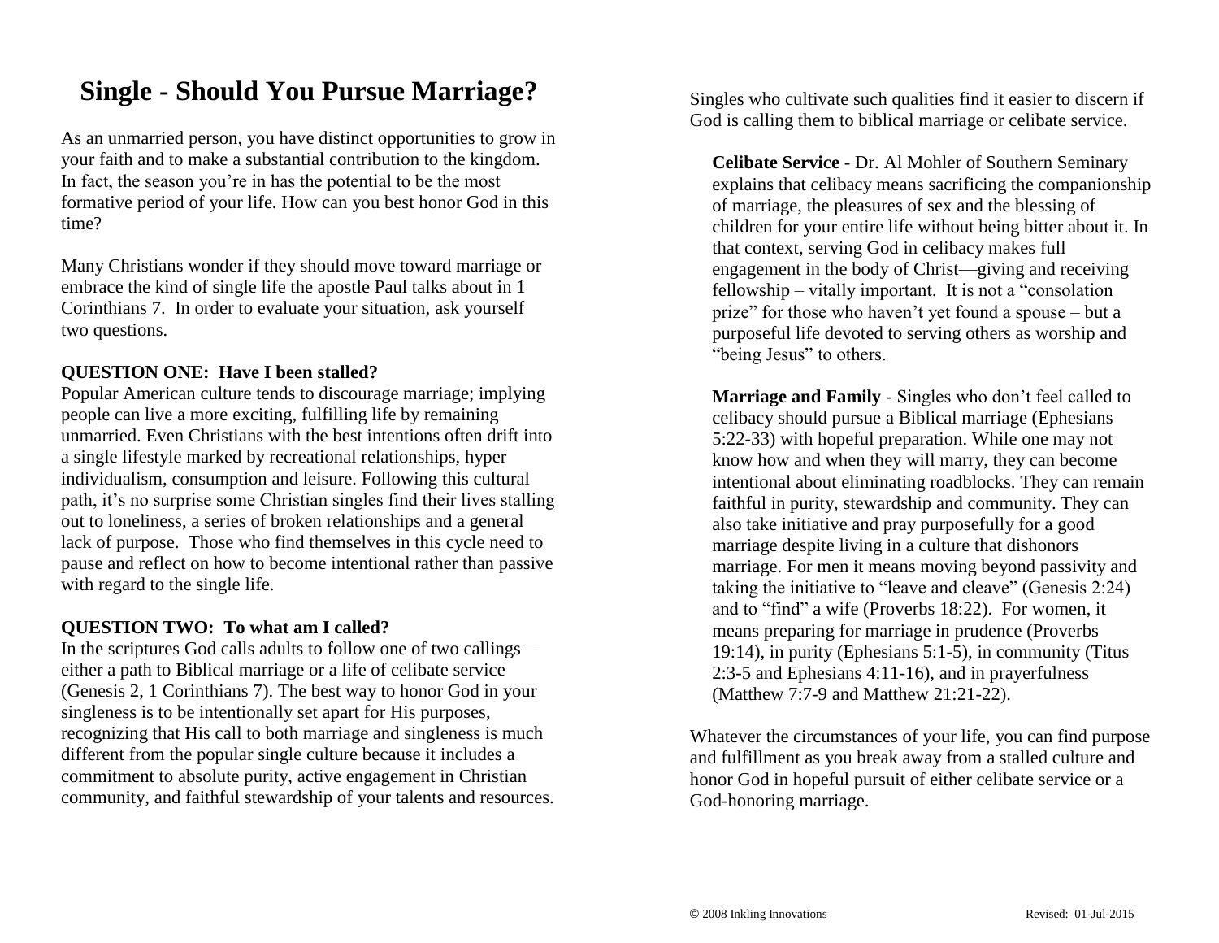# Single - Should You Pursue Marriage?

As an unmarried person, you have distinct opportunities to grow in your faith and to make a substantial contribution to the kingdom. In fact, the season you're in has the potential to be the most formative period of your life. How can you best honor God in this time?

Many Christians wonder if they should move toward marriage or embrace the kind of single life the apostle Paul talks about in 1 Corinthians 7. In order to evaluate your situation, ask yourself two questions.

**QUESTION ONE: Have I been stalled?**

Popular American culture tends to discourage marriage; implying people can live a more exciting, fulfilling life by remaining unmarried. Even Christians with the best intentions often drift into a single lifestyle marked by recreational relationships, hyper individualism, consumption and leisure. Following this cultural path, it's no surprise some Christian singles find their lives stalling out to loneliness, a series of broken relationships and a general lack of purpose. Those who find themselves in this cycle need to pause and reflect on how to become intentional rather than passive with regard to the single life.

**QUESTION TWO: To what am I called?**

In the scriptures God calls adults to follow one of two callings—either a path to Biblical marriage or a life of celibate service (Genesis 2, 1 Corinthians 7). The best way to honor God in your singleness is to be intentionally set apart for His purposes, recognizing that His call to both marriage and singleness is much different from the popular single culture because it includes a commitment to absolute purity, active engagement in Christian community, and faithful stewardship of your talents and resources. Singles who cultivate such qualities find it easier to discern if God is calling them to biblical marriage or celibate service.

**Celibate Service** - Dr. Al Mohler of Southern Seminary explains that celibacy means sacrificing the companionship of marriage, the pleasures of sex and the blessing of children for your entire life without being bitter about it. In that context, serving God in celibacy makes full engagement in the body of Christ—giving and receiving fellowship – vitally important. It is not a "consolation prize" for those who haven't yet found a spouse – but a purposeful life devoted to serving others as worship and "being Jesus" to others.

**Marriage and Family** - Singles who don't feel called to celibacy should pursue a Biblical marriage (Ephesians 5:22-33) with hopeful preparation. While one may not know how and when they will marry, they can become intentional about eliminating roadblocks. They can remain faithful in purity, stewardship and community. They can also take initiative and pray purposefully for a good marriage despite living in a culture that dishonors marriage. For men it means moving beyond passivity and taking the initiative to "leave and cleave" (Genesis 2:24) and to "find" a wife (Proverbs 18:22). For women, it means preparing for marriage in prudence (Proverbs 19:14), in purity (Ephesians 5:1-5), in community (Titus 2:3-5 and Ephesians 4:11-16), and in prayerfulness (Matthew 7:7-9 and Matthew 21:21-22).

Whatever the circumstances of your life, you can find purpose and fulfillment as you break away from a stalled culture and honor God in hopeful pursuit of either celibate service or a God-honoring marriage.

© 2008 Inkling Innovations Revised: 01-Jul-2015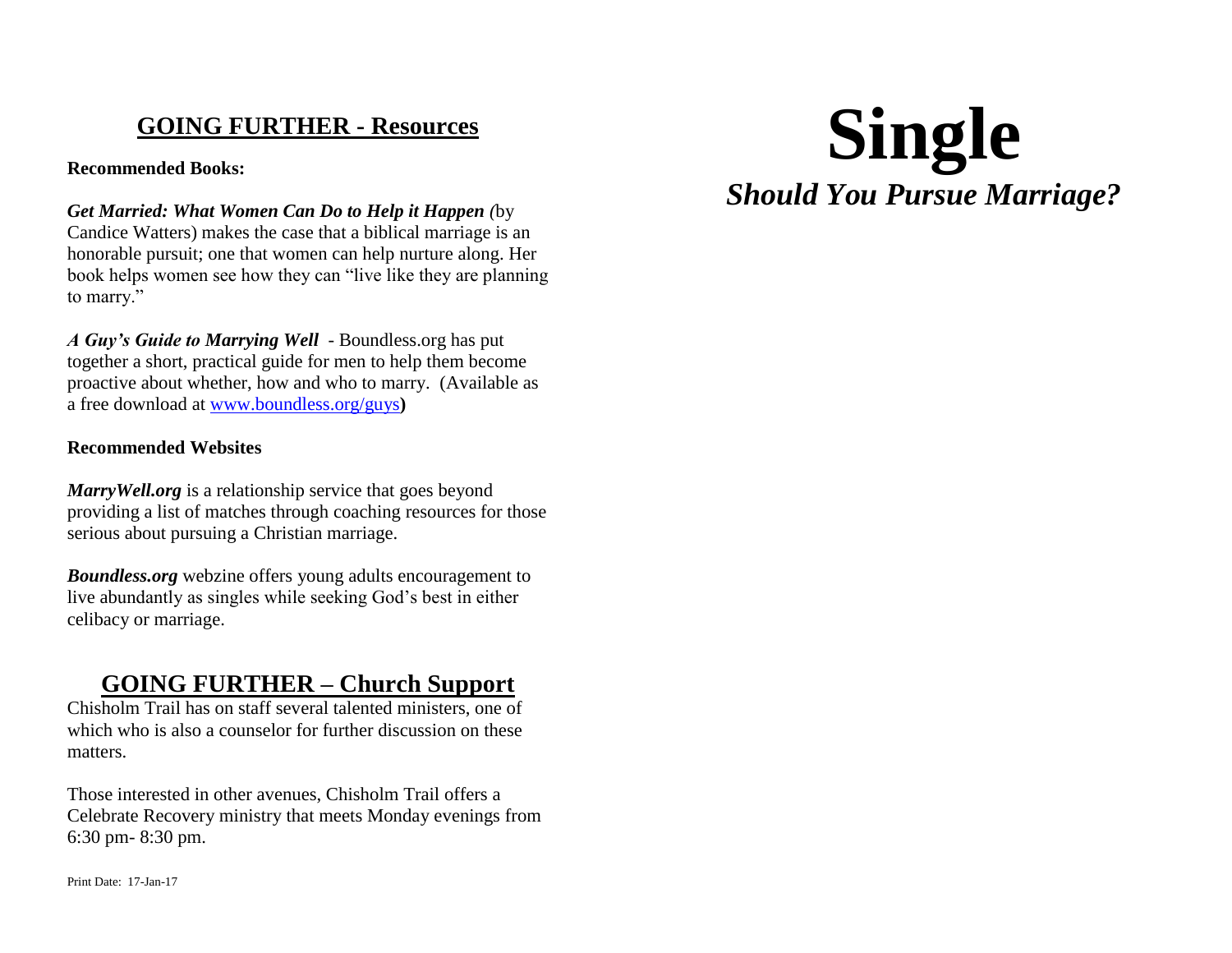## GOING FURTHER - Resources

**Recommended Books:**

***Get Married: What Women Can Do to Help it Happen*** *(*by Candice Watters) makes the case that a biblical marriage is an honorable pursuit; one that women can help nurture along. Her book helps women see how they can "live like they are planning to marry."

***A Guy's Guide to Marrying Well*** - Boundless.org has put together a short, practical guide for men to help them become proactive about whether, how and who to marry. (Available as a free download at [www.boundless.org/guys](http://www.boundless.org/guys)**)**

**Recommended Websites**

***MarryWell.org*** is a relationship service that goes beyond providing a list of matches through coaching resources for those serious about pursuing a Christian marriage.

***Boundless.org*** webzine offers young adults encouragement to live abundantly as singles while seeking God's best in either celibacy or marriage.

## GOING FURTHER – Church Support

Chisholm Trail has on staff several talented ministers, one of which who is also a counselor for further discussion on these matters.

Those interested in other avenues, Chisholm Trail offers a Celebrate Recovery ministry that meets Monday evenings from 6:30 pm- 8:30 pm.

Print Date: 17-Jan-17

# Single

## *Should You Pursue Marriage?*